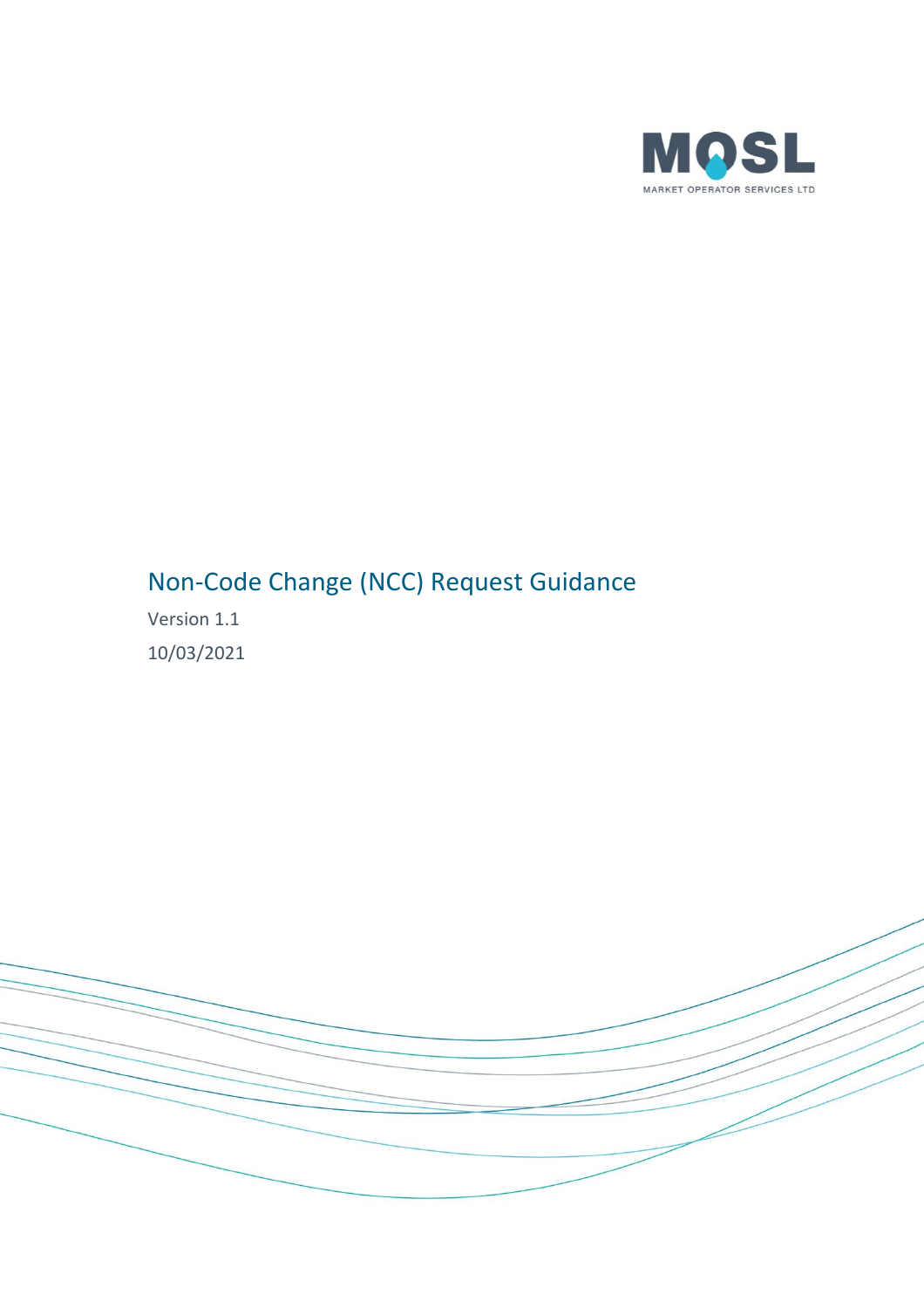# Non-Code Change (NCC) Request Guidance

Version 1.1

10/03/2021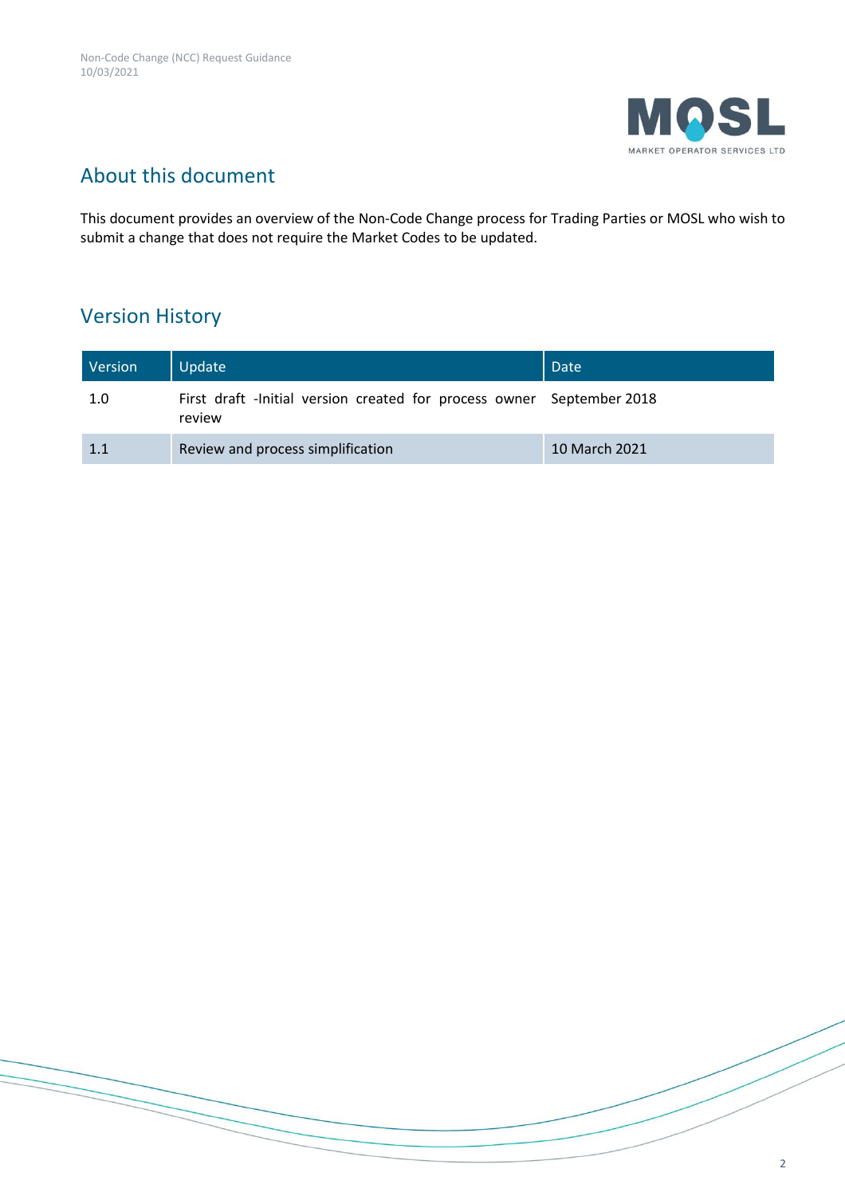## About this document

This document provides an overview of the Non-Code Change process for Trading Parties or MOSL who wish to submit a change that does not require the Market Codes to be updated.

## Version History

| Version | Update | Date |
|---|---|---|
| 1.0 | First draft -Initial version created for process owner review | September 2018 |
| 1.1 | Review and process simplification | 10 March 2021 |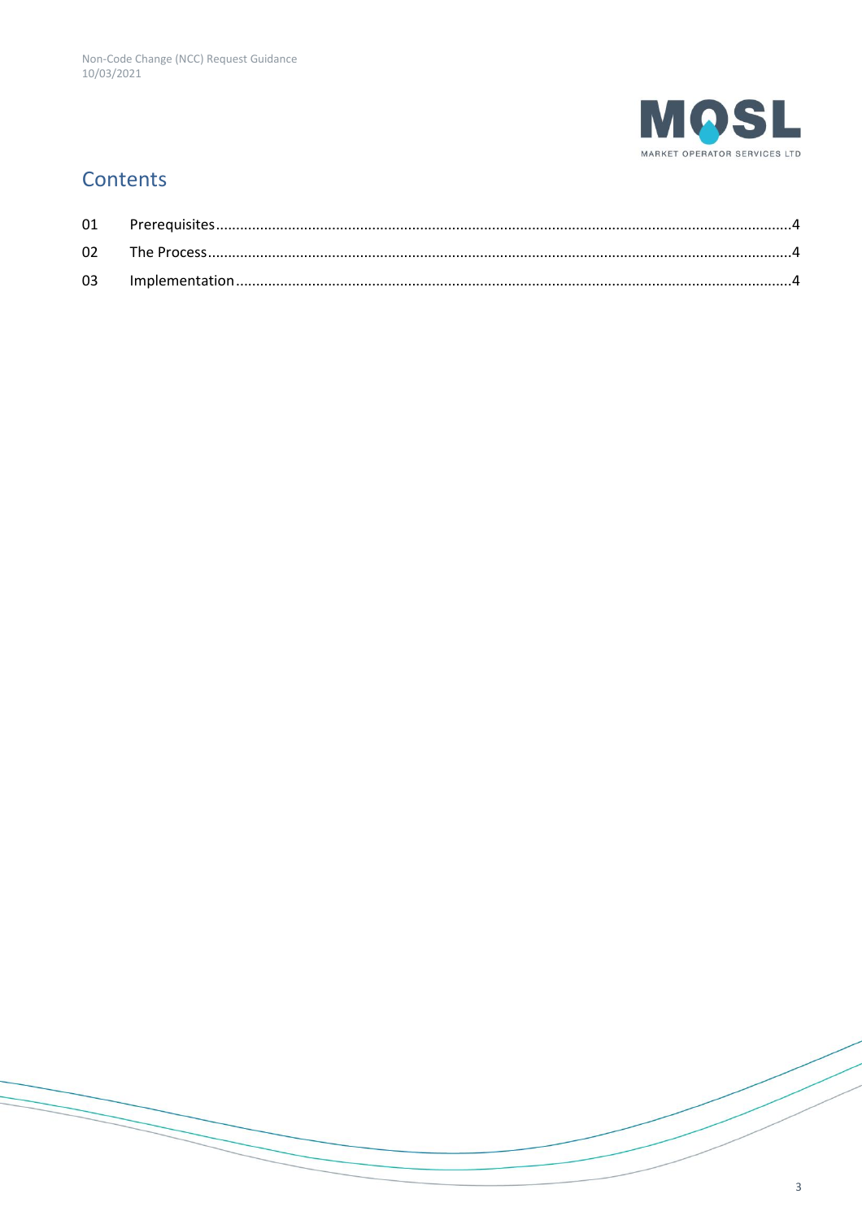# Contents

| | | |
|---|---|---|
| 01 | Prerequisites | 4 |
| 02 | The Process | 4 |
| 03 | Implementation | 4 |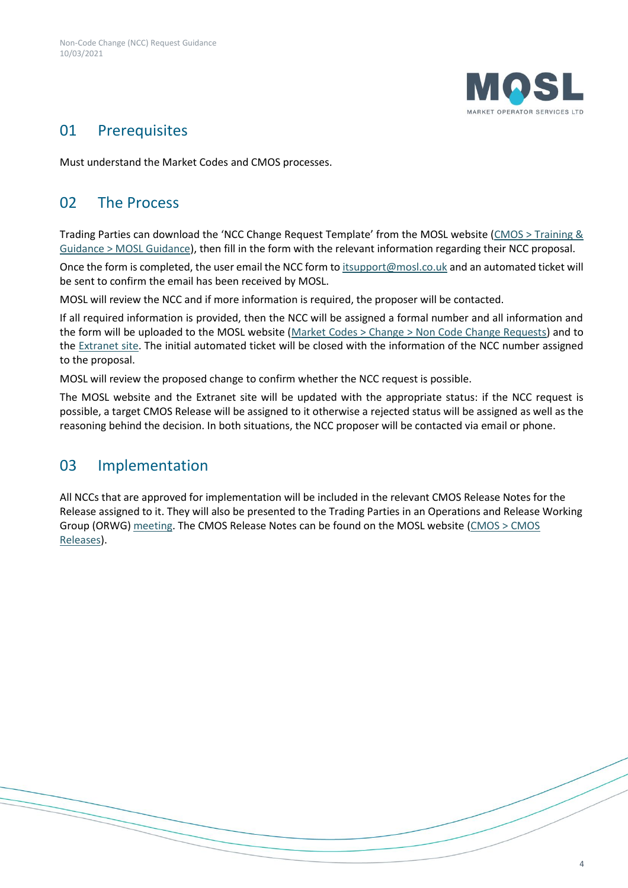## 01 Prerequisites

Must understand the Market Codes and CMOS processes.

## 02 The Process

Trading Parties can download the 'NCC Change Request Template' from the MOSL website (CMOS > Training & Guidance > MOSL Guidance), then fill in the form with the relevant information regarding their NCC proposal.

Once the form is completed, the user email the NCC form to itsupport@mosl.co.uk and an automated ticket will be sent to confirm the email has been received by MOSL.

MOSL will review the NCC and if more information is required, the proposer will be contacted.

If all required information is provided, then the NCC will be assigned a formal number and all information and the form will be uploaded to the MOSL website (Market Codes > Change > Non Code Change Requests) and to the Extranet site. The initial automated ticket will be closed with the information of the NCC number assigned to the proposal.

MOSL will review the proposed change to confirm whether the NCC request is possible.

The MOSL website and the Extranet site will be updated with the appropriate status: if the NCC request is possible, a target CMOS Release will be assigned to it otherwise a rejected status will be assigned as well as the reasoning behind the decision. In both situations, the NCC proposer will be contacted via email or phone.

## 03 Implementation

All NCCs that are approved for implementation will be included in the relevant CMOS Release Notes for the Release assigned to it. They will also be presented to the Trading Parties in an Operations and Release Working Group (ORWG) meeting. The CMOS Release Notes can be found on the MOSL website (CMOS > CMOS Releases).